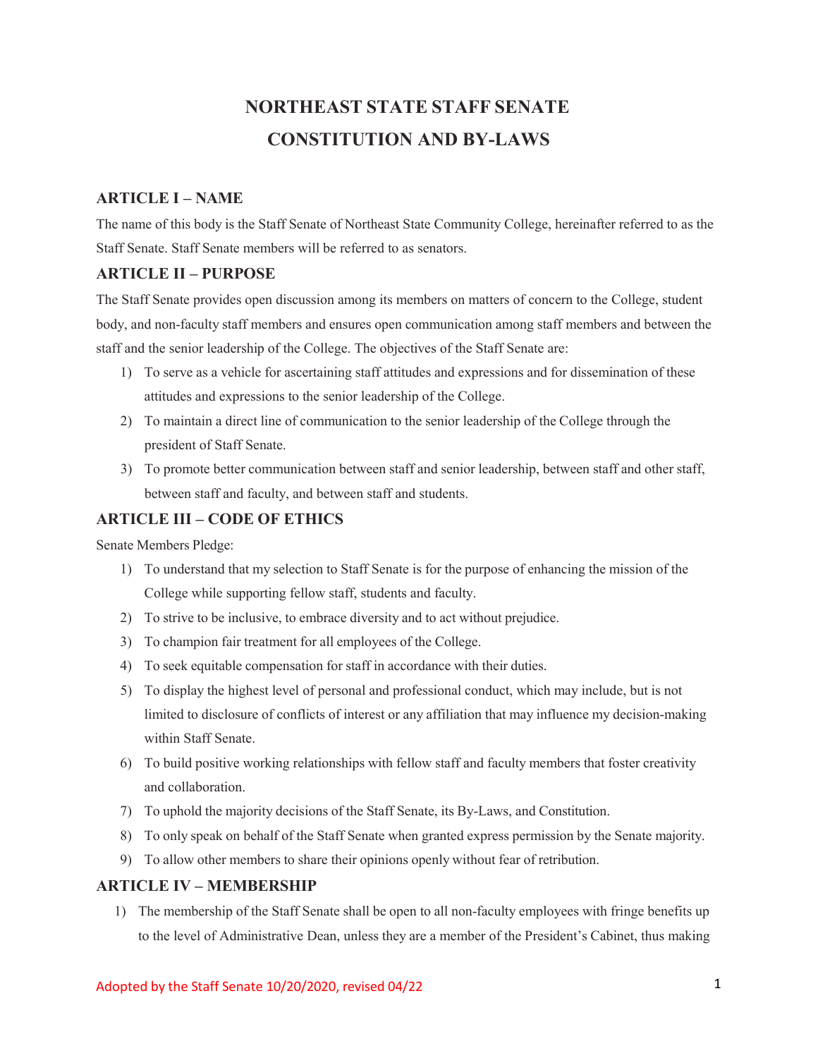# NORTHEAST STATE STAFF SENATE CONSTITUTION AND BY-LAWS

## ARTICLE I – NAME

The name of this body is the Staff Senate of Northeast State Community College, hereinafter referred to as the Staff Senate. Staff Senate members will be referred to as senators.

## ARTICLE II – PURPOSE

The Staff Senate provides open discussion among its members on matters of concern to the College, student body, and non-faculty staff members and ensures open communication among staff members and between the staff and the senior leadership of the College. The objectives of the Staff Senate are:

1) To serve as a vehicle for ascertaining staff attitudes and expressions and for dissemination of these attitudes and expressions to the senior leadership of the College.
2) To maintain a direct line of communication to the senior leadership of the College through the president of Staff Senate.
3) To promote better communication between staff and senior leadership, between staff and other staff, between staff and faculty, and between staff and students.

## ARTICLE III – CODE OF ETHICS

Senate Members Pledge:

1) To understand that my selection to Staff Senate is for the purpose of enhancing the mission of the College while supporting fellow staff, students and faculty.
2) To strive to be inclusive, to embrace diversity and to act without prejudice.
3) To champion fair treatment for all employees of the College.
4) To seek equitable compensation for staff in accordance with their duties.
5) To display the highest level of personal and professional conduct, which may include, but is not limited to disclosure of conflicts of interest or any affiliation that may influence my decision-making within Staff Senate.
6) To build positive working relationships with fellow staff and faculty members that foster creativity and collaboration.
7) To uphold the majority decisions of the Staff Senate, its By-Laws, and Constitution.
8) To only speak on behalf of the Staff Senate when granted express permission by the Senate majority.
9) To allow other members to share their opinions openly without fear of retribution.

## ARTICLE IV – MEMBERSHIP

1) The membership of the Staff Senate shall be open to all non-faculty employees with fringe benefits up to the level of Administrative Dean, unless they are a member of the President's Cabinet, thus making

Adopted by the Staff Senate 10/20/2020, revised 04/22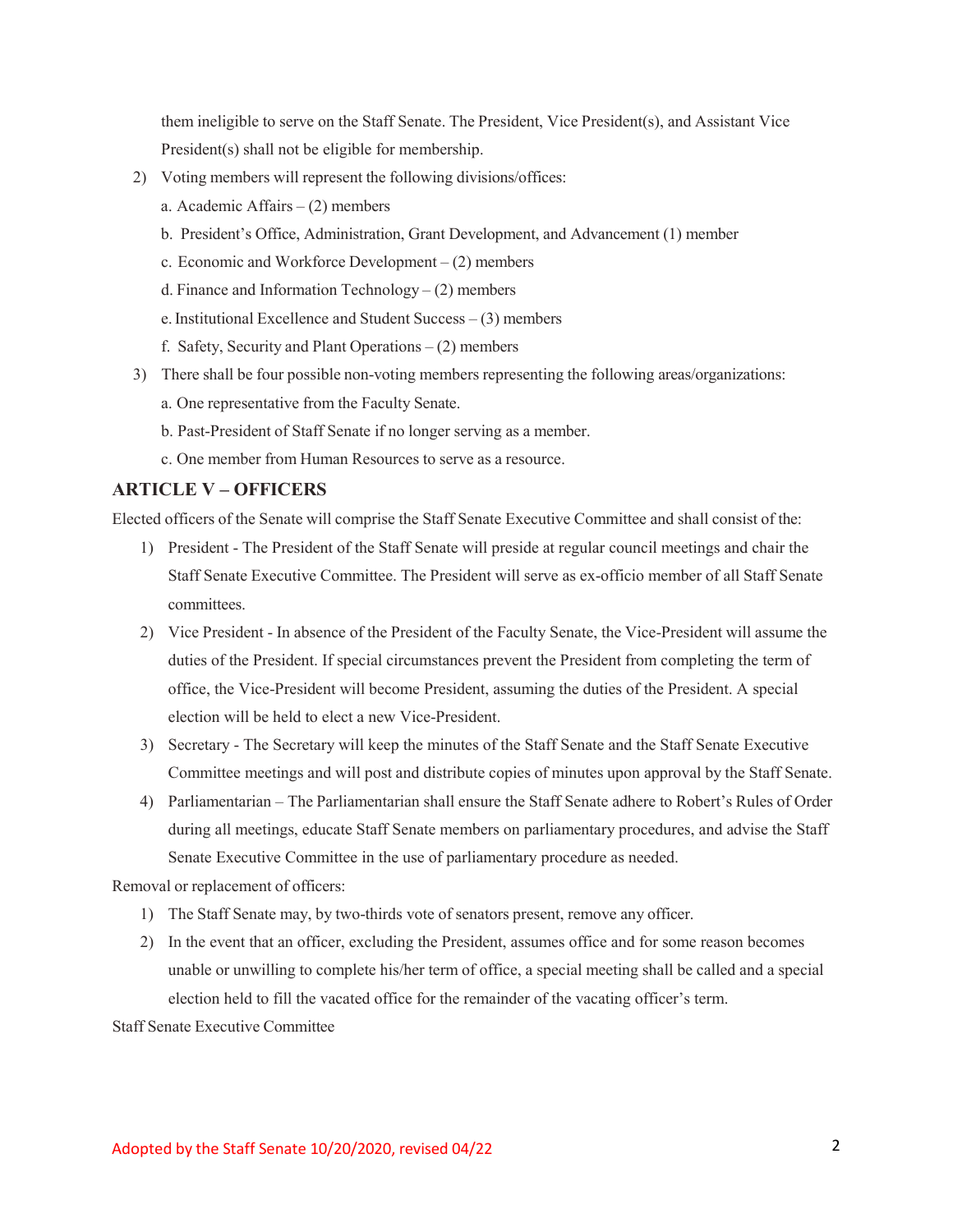them ineligible to serve on the Staff Senate. The President, Vice President(s), and Assistant Vice President(s) shall not be eligible for membership.

2) Voting members will represent the following divisions/offices:
   a. Academic Affairs – (2) members
   b. President's Office, Administration, Grant Development, and Advancement (1) member
   c. Economic and Workforce Development – (2) members
   d. Finance and Information Technology – (2) members
   e. Institutional Excellence and Student Success – (3) members
   f. Safety, Security and Plant Operations – (2) members

3) There shall be four possible non-voting members representing the following areas/organizations:
   a. One representative from the Faculty Senate.
   b. Past-President of Staff Senate if no longer serving as a member.
   c. One member from Human Resources to serve as a resource.

## ARTICLE V – OFFICERS

Elected officers of the Senate will comprise the Staff Senate Executive Committee and shall consist of the:

1) President - The President of the Staff Senate will preside at regular council meetings and chair the Staff Senate Executive Committee. The President will serve as ex-officio member of all Staff Senate committees.
2) Vice President - In absence of the President of the Faculty Senate, the Vice-President will assume the duties of the President. If special circumstances prevent the President from completing the term of office, the Vice-President will become President, assuming the duties of the President. A special election will be held to elect a new Vice-President.
3) Secretary - The Secretary will keep the minutes of the Staff Senate and the Staff Senate Executive Committee meetings and will post and distribute copies of minutes upon approval by the Staff Senate.
4) Parliamentarian – The Parliamentarian shall ensure the Staff Senate adhere to Robert's Rules of Order during all meetings, educate Staff Senate members on parliamentary procedures, and advise the Staff Senate Executive Committee in the use of parliamentary procedure as needed.

Removal or replacement of officers:

1) The Staff Senate may, by two-thirds vote of senators present, remove any officer.
2) In the event that an officer, excluding the President, assumes office and for some reason becomes unable or unwilling to complete his/her term of office, a special meeting shall be called and a special election held to fill the vacated office for the remainder of the vacating officer's term.

Staff Senate Executive Committee

Adopted by the Staff Senate 10/20/2020, revised 04/22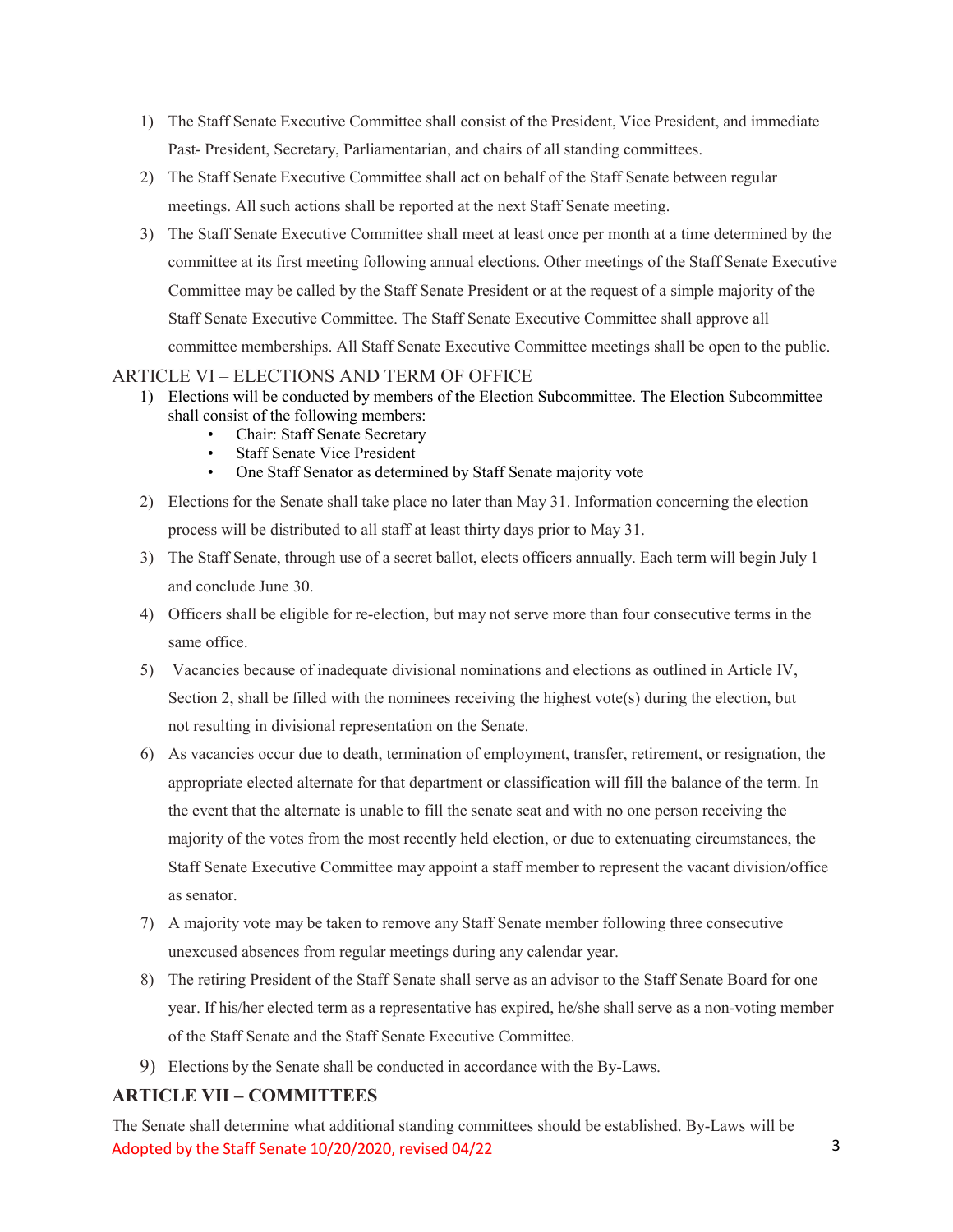1) The Staff Senate Executive Committee shall consist of the President, Vice President, and immediate Past- President, Secretary, Parliamentarian, and chairs of all standing committees.
2) The Staff Senate Executive Committee shall act on behalf of the Staff Senate between regular meetings. All such actions shall be reported at the next Staff Senate meeting.
3) The Staff Senate Executive Committee shall meet at least once per month at a time determined by the committee at its first meeting following annual elections. Other meetings of the Staff Senate Executive Committee may be called by the Staff Senate President or at the request of a simple majority of the Staff Senate Executive Committee. The Staff Senate Executive Committee shall approve all committee memberships. All Staff Senate Executive Committee meetings shall be open to the public.

## ARTICLE VI – ELECTIONS AND TERM OF OFFICE

1) Elections will be conducted by members of the Election Subcommittee. The Election Subcommittee shall consist of the following members:
   - Chair: Staff Senate Secretary
   - Staff Senate Vice President
   - One Staff Senator as determined by Staff Senate majority vote
2) Elections for the Senate shall take place no later than May 31. Information concerning the election process will be distributed to all staff at least thirty days prior to May 31.
3) The Staff Senate, through use of a secret ballot, elects officers annually. Each term will begin July 1 and conclude June 30.
4) Officers shall be eligible for re-election, but may not serve more than four consecutive terms in the same office.
5) Vacancies because of inadequate divisional nominations and elections as outlined in Article IV, Section 2, shall be filled with the nominees receiving the highest vote(s) during the election, but not resulting in divisional representation on the Senate.
6) As vacancies occur due to death, termination of employment, transfer, retirement, or resignation, the appropriate elected alternate for that department or classification will fill the balance of the term. In the event that the alternate is unable to fill the senate seat and with no one person receiving the majority of the votes from the most recently held election, or due to extenuating circumstances, the Staff Senate Executive Committee may appoint a staff member to represent the vacant division/office as senator.
7) A majority vote may be taken to remove any Staff Senate member following three consecutive unexcused absences from regular meetings during any calendar year.
8) The retiring President of the Staff Senate shall serve as an advisor to the Staff Senate Board for one year. If his/her elected term as a representative has expired, he/she shall serve as a non-voting member of the Staff Senate and the Staff Senate Executive Committee.
9) Elections by the Senate shall be conducted in accordance with the By-Laws.

## ARTICLE VII – COMMITTEES

The Senate shall determine what additional standing committees should be established. By-Laws will be

Adopted by the Staff Senate 10/20/2020, revised 04/22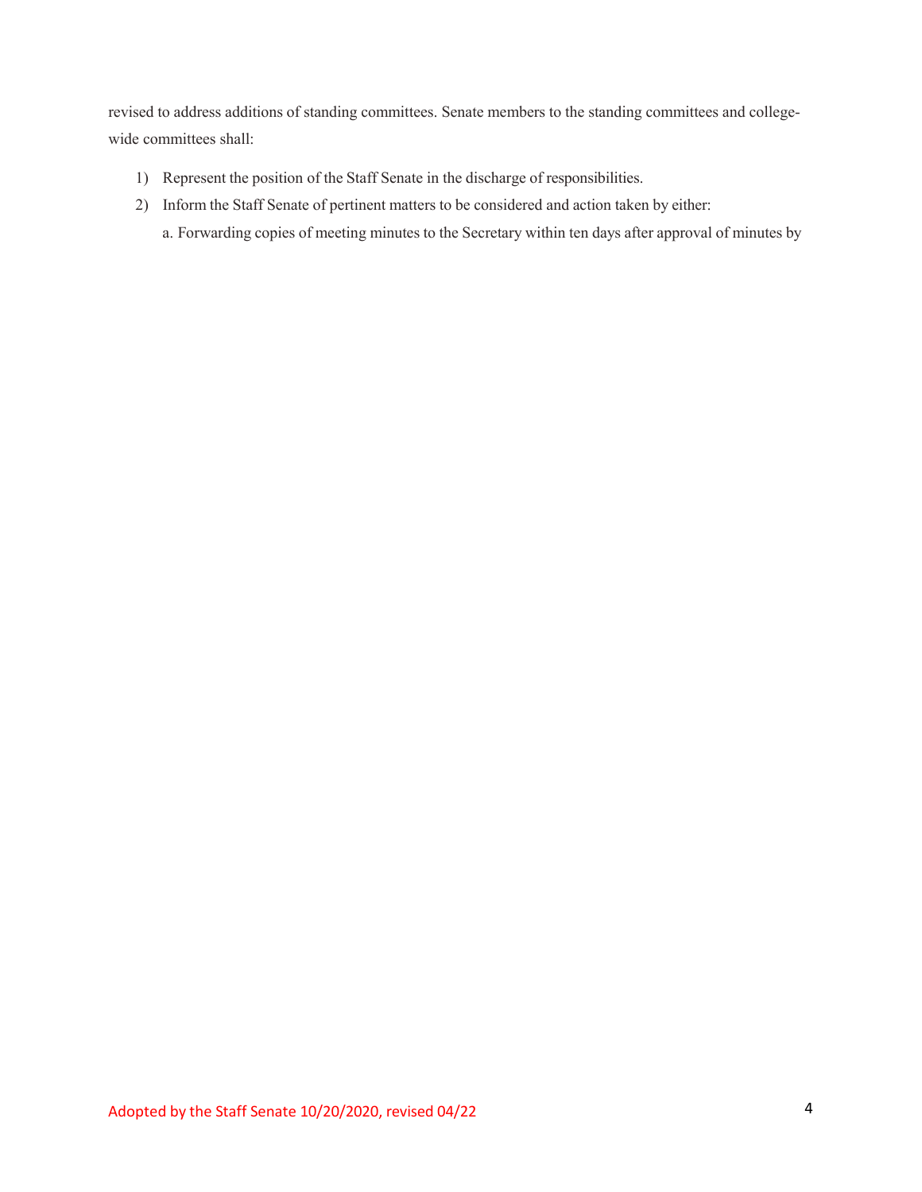revised to address additions of standing committees. Senate members to the standing committees and college-wide committees shall:

1) Represent the position of the Staff Senate in the discharge of responsibilities.
2) Inform the Staff Senate of pertinent matters to be considered and action taken by either:
   a. Forwarding copies of meeting minutes to the Secretary within ten days after approval of minutes by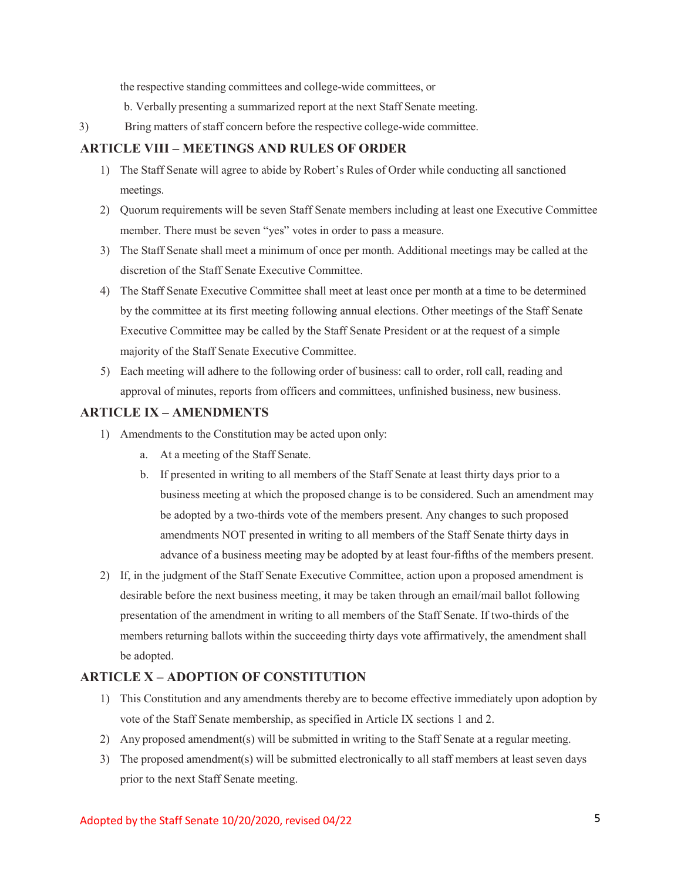the respective standing committees and college-wide committees, or

b. Verbally presenting a summarized report at the next Staff Senate meeting.

3) Bring matters of staff concern before the respective college-wide committee.

## ARTICLE VIII – MEETINGS AND RULES OF ORDER

1) The Staff Senate will agree to abide by Robert's Rules of Order while conducting all sanctioned meetings.
2) Quorum requirements will be seven Staff Senate members including at least one Executive Committee member. There must be seven "yes" votes in order to pass a measure.
3) The Staff Senate shall meet a minimum of once per month. Additional meetings may be called at the discretion of the Staff Senate Executive Committee.
4) The Staff Senate Executive Committee shall meet at least once per month at a time to be determined by the committee at its first meeting following annual elections. Other meetings of the Staff Senate Executive Committee may be called by the Staff Senate President or at the request of a simple majority of the Staff Senate Executive Committee.
5) Each meeting will adhere to the following order of business: call to order, roll call, reading and approval of minutes, reports from officers and committees, unfinished business, new business.

## ARTICLE IX – AMENDMENTS

1) Amendments to the Constitution may be acted upon only:
    a. At a meeting of the Staff Senate.
    b. If presented in writing to all members of the Staff Senate at least thirty days prior to a business meeting at which the proposed change is to be considered. Such an amendment may be adopted by a two-thirds vote of the members present. Any changes to such proposed amendments NOT presented in writing to all members of the Staff Senate thirty days in advance of a business meeting may be adopted by at least four-fifths of the members present.
2) If, in the judgment of the Staff Senate Executive Committee, action upon a proposed amendment is desirable before the next business meeting, it may be taken through an email/mail ballot following presentation of the amendment in writing to all members of the Staff Senate. If two-thirds of the members returning ballots within the succeeding thirty days vote affirmatively, the amendment shall be adopted.

## ARTICLE X – ADOPTION OF CONSTITUTION

1) This Constitution and any amendments thereby are to become effective immediately upon adoption by vote of the Staff Senate membership, as specified in Article IX sections 1 and 2.
2) Any proposed amendment(s) will be submitted in writing to the Staff Senate at a regular meeting.
3) The proposed amendment(s) will be submitted electronically to all staff members at least seven days prior to the next Staff Senate meeting.

Adopted by the Staff Senate 10/20/2020, revised 04/22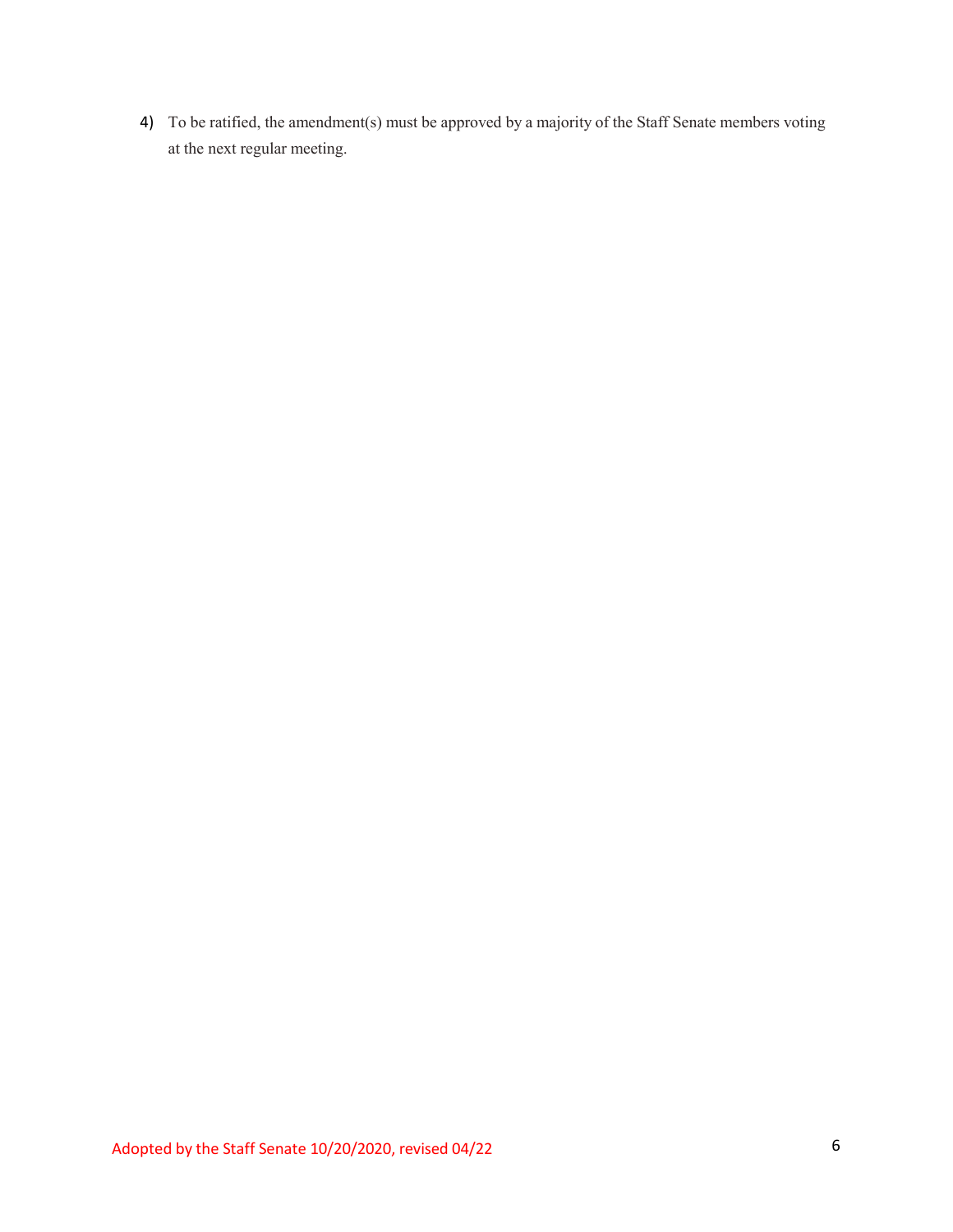4) To be ratified, the amendment(s) must be approved by a majority of the Staff Senate members voting at the next regular meeting.